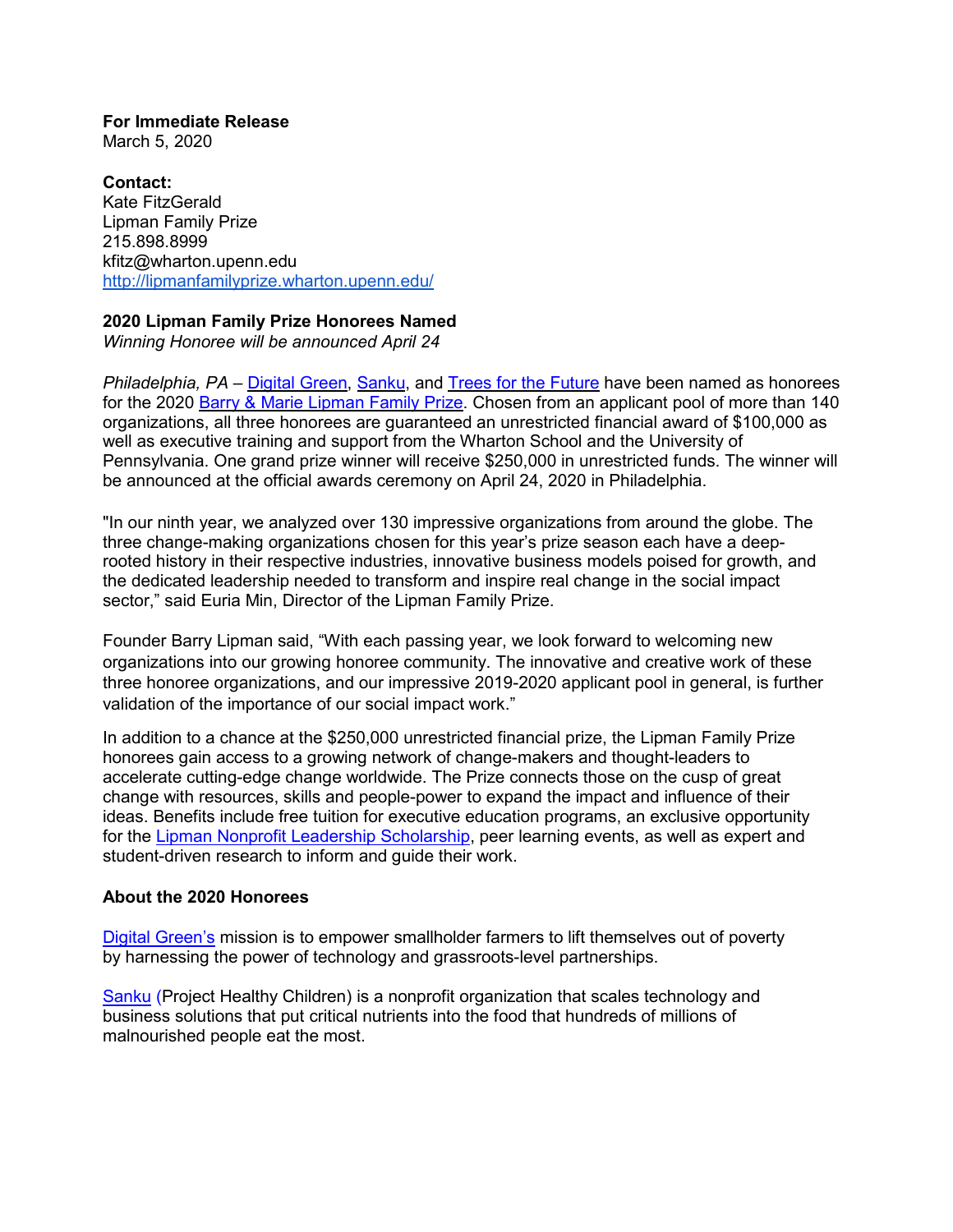**For Immediate Release**
March 5, 2020

**Contact:**
Kate FitzGerald
Lipman Family Prize
215.898.8999
kfitz@wharton.upenn.edu
http://lipmanfamilyprize.wharton.upenn.edu/

**2020 Lipman Family Prize Honorees Named**
*Winning Honoree will be announced April 24*

*Philadelphia, PA* – Digital Green, Sanku, and Trees for the Future have been named as honorees for the 2020 Barry & Marie Lipman Family Prize. Chosen from an applicant pool of more than 140 organizations, all three honorees are guaranteed an unrestricted financial award of $100,000 as well as executive training and support from the Wharton School and the University of Pennsylvania. One grand prize winner will receive $250,000 in unrestricted funds. The winner will be announced at the official awards ceremony on April 24, 2020 in Philadelphia.

"In our ninth year, we analyzed over 130 impressive organizations from around the globe. The three change-making organizations chosen for this year's prize season each have a deep-rooted history in their respective industries, innovative business models poised for growth, and the dedicated leadership needed to transform and inspire real change in the social impact sector," said Euria Min, Director of the Lipman Family Prize.

Founder Barry Lipman said, "With each passing year, we look forward to welcoming new organizations into our growing honoree community. The innovative and creative work of these three honoree organizations, and our impressive 2019-2020 applicant pool in general, is further validation of the importance of our social impact work."

In addition to a chance at the $250,000 unrestricted financial prize, the Lipman Family Prize honorees gain access to a growing network of change-makers and thought-leaders to accelerate cutting-edge change worldwide. The Prize connects those on the cusp of great change with resources, skills and people-power to expand the impact and influence of their ideas. Benefits include free tuition for executive education programs, an exclusive opportunity for the Lipman Nonprofit Leadership Scholarship, peer learning events, as well as expert and student-driven research to inform and guide their work.

**About the 2020 Honorees**

Digital Green's mission is to empower smallholder farmers to lift themselves out of poverty by harnessing the power of technology and grassroots-level partnerships.

Sanku (Project Healthy Children) is a nonprofit organization that scales technology and business solutions that put critical nutrients into the food that hundreds of millions of malnourished people eat the most.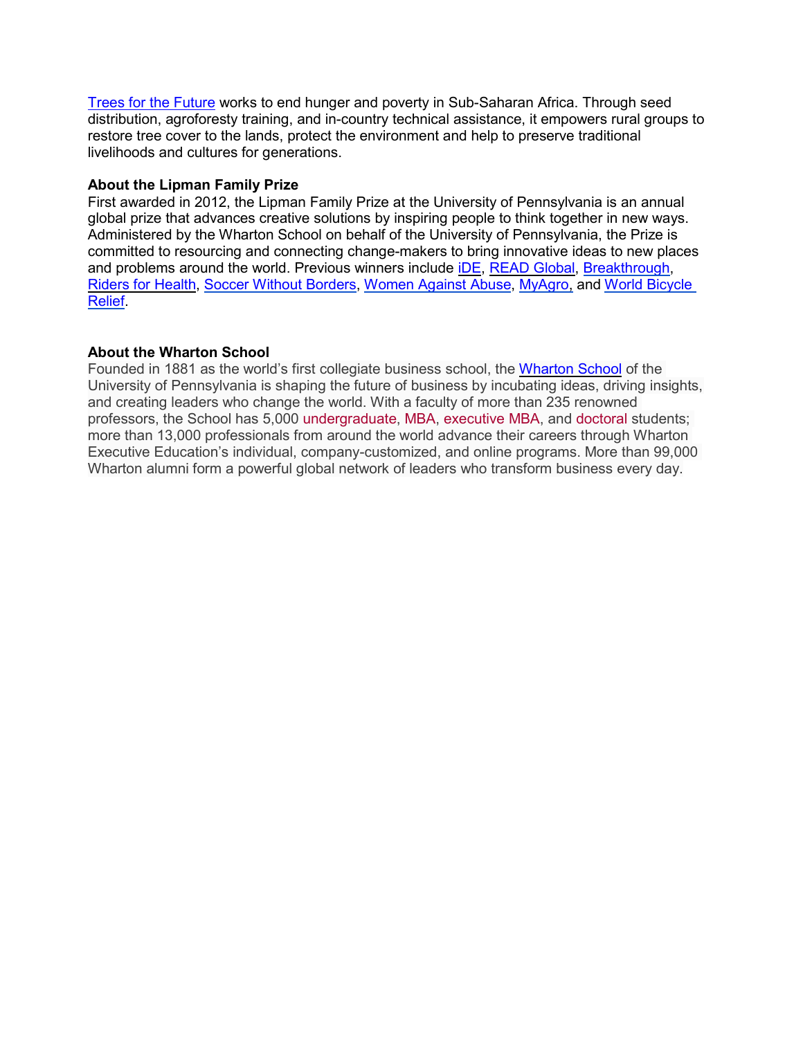Trees for the Future works to end hunger and poverty in Sub-Saharan Africa. Through seed distribution, agroforesty training, and in-country technical assistance, it empowers rural groups to restore tree cover to the lands, protect the environment and help to preserve traditional livelihoods and cultures for generations.

**About the Lipman Family Prize**

First awarded in 2012, the Lipman Family Prize at the University of Pennsylvania is an annual global prize that advances creative solutions by inspiring people to think together in new ways. Administered by the Wharton School on behalf of the University of Pennsylvania, the Prize is committed to resourcing and connecting change-makers to bring innovative ideas to new places and problems around the world. Previous winners include iDE, READ Global, Breakthrough, Riders for Health, Soccer Without Borders, Women Against Abuse, MyAgro, and World Bicycle Relief.

**About the Wharton School**

Founded in 1881 as the world's first collegiate business school, the Wharton School of the University of Pennsylvania is shaping the future of business by incubating ideas, driving insights, and creating leaders who change the world. With a faculty of more than 235 renowned professors, the School has 5,000 undergraduate, MBA, executive MBA, and doctoral students; more than 13,000 professionals from around the world advance their careers through Wharton Executive Education's individual, company-customized, and online programs. More than 99,000 Wharton alumni form a powerful global network of leaders who transform business every day.